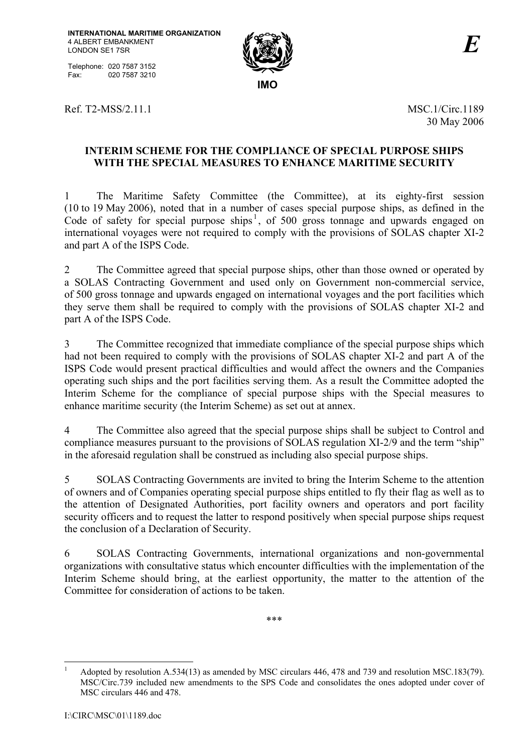INTERNATIONAL MARITIME ORGANIZATION
4 ALBERT EMBANKMENT
LONDON SE1 7SR

Telephone: 020 7587 3152
Fax: 020 7587 3210

IMO

*E*

Ref. T2-MSS/2.11.1

MSC.1/Circ.1189
30 May 2006

# INTERIM SCHEME FOR THE COMPLIANCE OF SPECIAL PURPOSE SHIPS WITH THE SPECIAL MEASURES TO ENHANCE MARITIME SECURITY

1 The Maritime Safety Committee (the Committee), at its eighty-first session (10 to 19 May 2006), noted that in a number of cases special purpose ships, as defined in the Code of safety for special purpose ships[1], of 500 gross tonnage and upwards engaged on international voyages were not required to comply with the provisions of SOLAS chapter XI-2 and part A of the ISPS Code.

2 The Committee agreed that special purpose ships, other than those owned or operated by a SOLAS Contracting Government and used only on Government non-commercial service, of 500 gross tonnage and upwards engaged on international voyages and the port facilities which they serve them shall be required to comply with the provisions of SOLAS chapter XI-2 and part A of the ISPS Code.

3 The Committee recognized that immediate compliance of the special purpose ships which had not been required to comply with the provisions of SOLAS chapter XI-2 and part A of the ISPS Code would present practical difficulties and would affect the owners and the Companies operating such ships and the port facilities serving them. As a result the Committee adopted the Interim Scheme for the compliance of special purpose ships with the Special measures to enhance maritime security (the Interim Scheme) as set out at annex.

4 The Committee also agreed that the special purpose ships shall be subject to Control and compliance measures pursuant to the provisions of SOLAS regulation XI-2/9 and the term "ship" in the aforesaid regulation shall be construed as including also special purpose ships.

5 SOLAS Contracting Governments are invited to bring the Interim Scheme to the attention of owners and of Companies operating special purpose ships entitled to fly their flag as well as to the attention of Designated Authorities, port facility owners and operators and port facility security officers and to request the latter to respond positively when special purpose ships request the conclusion of a Declaration of Security.

6 SOLAS Contracting Governments, international organizations and non-governmental organizations with consultative status which encounter difficulties with the implementation of the Interim Scheme should bring, at the earliest opportunity, the matter to the attention of the Committee for consideration of actions to be taken.

\*\*\*

[1] Adopted by resolution A.534(13) as amended by MSC circulars 446, 478 and 739 and resolution MSC.183(79). MSC/Circ.739 included new amendments to the SPS Code and consolidates the ones adopted under cover of MSC circulars 446 and 478.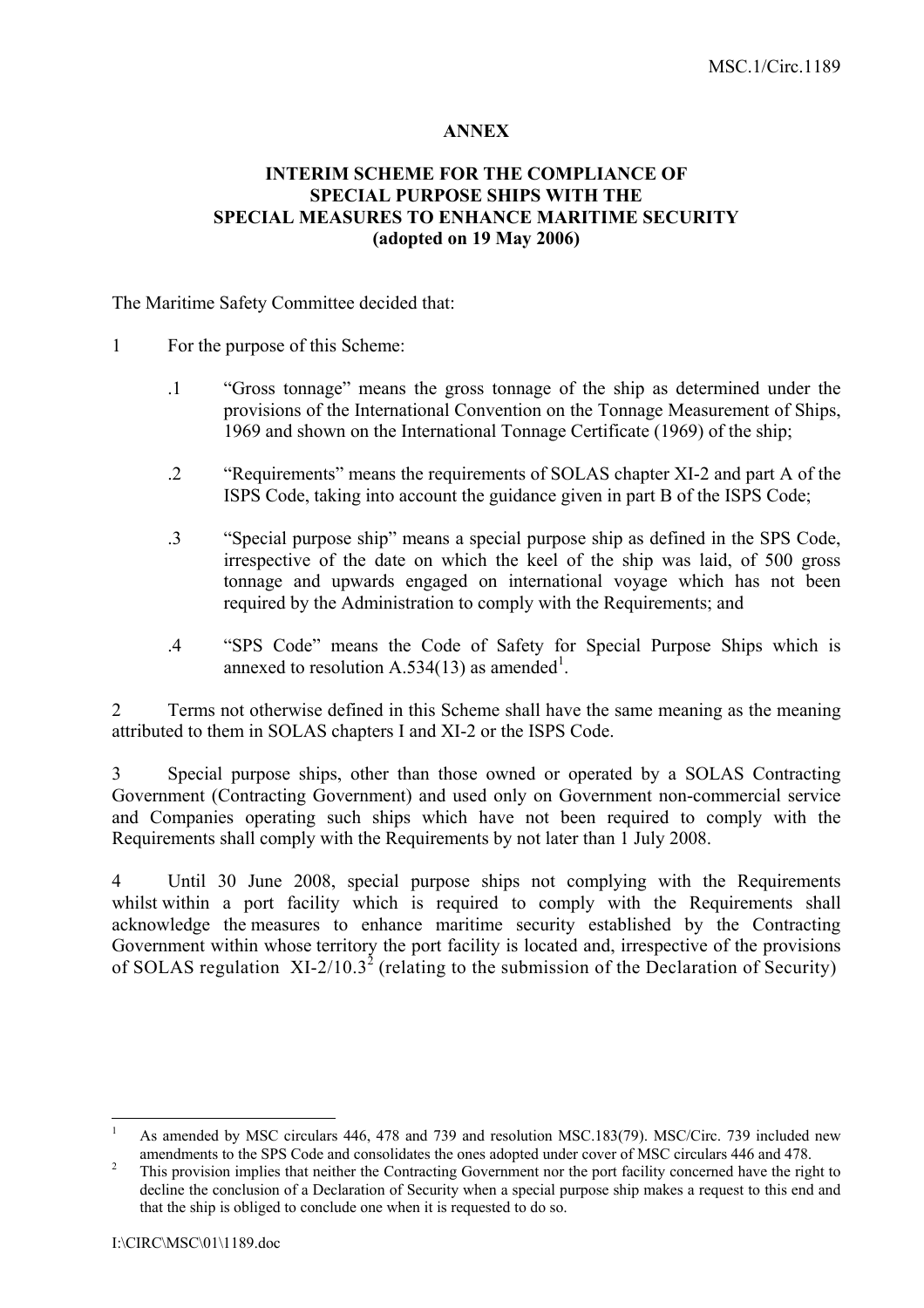**ANNEX**

**INTERIM SCHEME FOR THE COMPLIANCE OF SPECIAL PURPOSE SHIPS WITH THE SPECIAL MEASURES TO ENHANCE MARITIME SECURITY (adopted on 19 May 2006)**

The Maritime Safety Committee decided that:

1 For the purpose of this Scheme:

.1 "Gross tonnage" means the gross tonnage of the ship as determined under the provisions of the International Convention on the Tonnage Measurement of Ships, 1969 and shown on the International Tonnage Certificate (1969) of the ship;

.2 "Requirements" means the requirements of SOLAS chapter XI-2 and part A of the ISPS Code, taking into account the guidance given in part B of the ISPS Code;

.3 "Special purpose ship" means a special purpose ship as defined in the SPS Code, irrespective of the date on which the keel of the ship was laid, of 500 gross tonnage and upwards engaged on international voyage which has not been required by the Administration to comply with the Requirements; and

.4 "SPS Code" means the Code of Safety for Special Purpose Ships which is annexed to resolution A.534(13) as amended[1].

2 Terms not otherwise defined in this Scheme shall have the same meaning as the meaning attributed to them in SOLAS chapters I and XI-2 or the ISPS Code.

3 Special purpose ships, other than those owned or operated by a SOLAS Contracting Government (Contracting Government) and used only on Government non-commercial service and Companies operating such ships which have not been required to comply with the Requirements shall comply with the Requirements by not later than 1 July 2008.

4 Until 30 June 2008, special purpose ships not complying with the Requirements whilst within a port facility which is required to comply with the Requirements shall acknowledge the measures to enhance maritime security established by the Contracting Government within whose territory the port facility is located and, irrespective of the provisions of SOLAS regulation XI-2/10.3[2] (relating to the submission of the Declaration of Security)

---

[1] As amended by MSC circulars 446, 478 and 739 and resolution MSC.183(79). MSC/Circ. 739 included new amendments to the SPS Code and consolidates the ones adopted under cover of MSC circulars 446 and 478.

[2] This provision implies that neither the Contracting Government nor the port facility concerned have the right to decline the conclusion of a Declaration of Security when a special purpose ship makes a request to this end and that the ship is obliged to conclude one when it is requested to do so.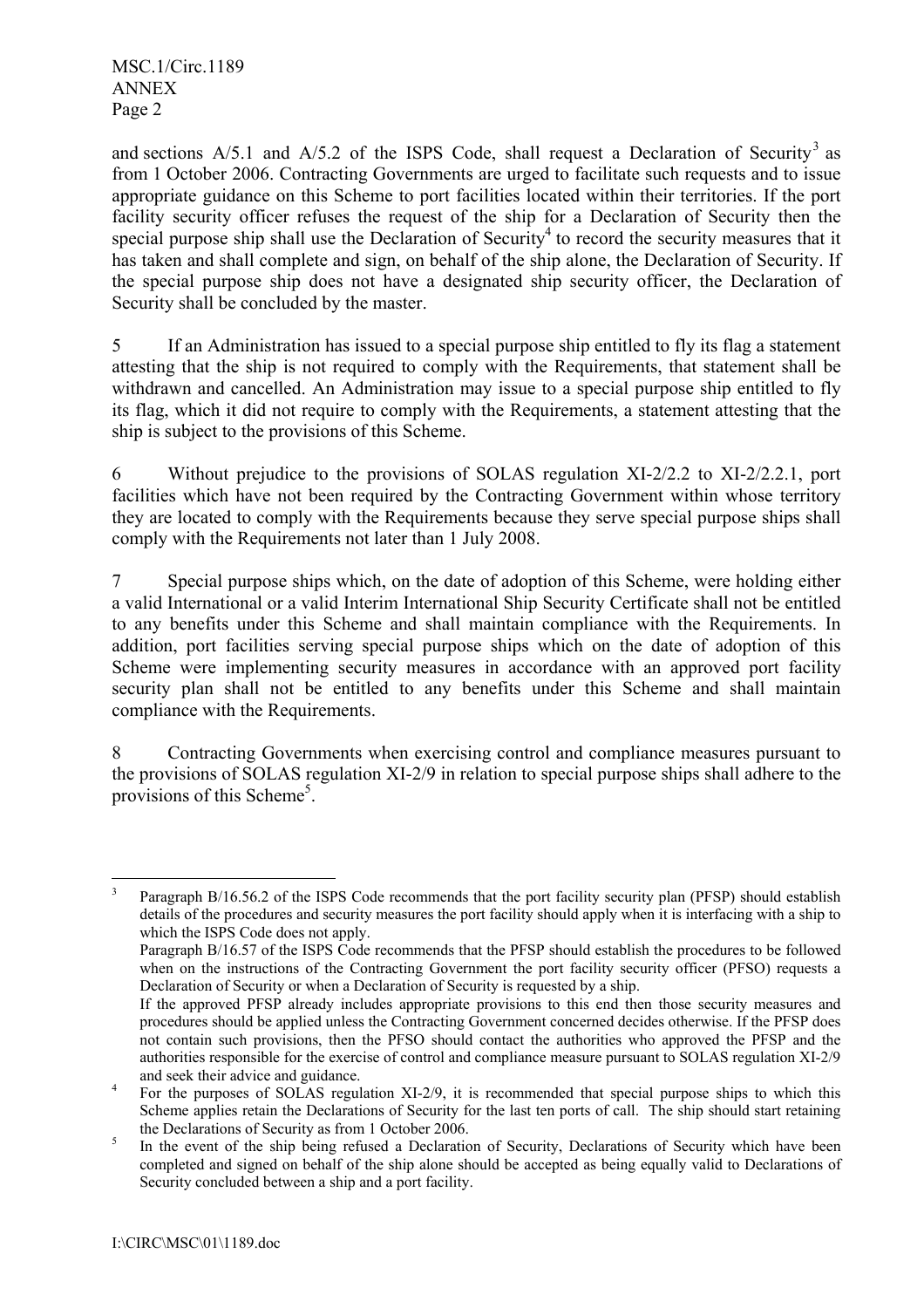and sections A/5.1 and A/5.2 of the ISPS Code, shall request a Declaration of Security[3] as from 1 October 2006. Contracting Governments are urged to facilitate such requests and to issue appropriate guidance on this Scheme to port facilities located within their territories. If the port facility security officer refuses the request of the ship for a Declaration of Security then the special purpose ship shall use the Declaration of Security[4] to record the security measures that it has taken and shall complete and sign, on behalf of the ship alone, the Declaration of Security. If the special purpose ship does not have a designated ship security officer, the Declaration of Security shall be concluded by the master.

5 If an Administration has issued to a special purpose ship entitled to fly its flag a statement attesting that the ship is not required to comply with the Requirements, that statement shall be withdrawn and cancelled. An Administration may issue to a special purpose ship entitled to fly its flag, which it did not require to comply with the Requirements, a statement attesting that the ship is subject to the provisions of this Scheme.

6 Without prejudice to the provisions of SOLAS regulation XI-2/2.2 to XI-2/2.2.1, port facilities which have not been required by the Contracting Government within whose territory they are located to comply with the Requirements because they serve special purpose ships shall comply with the Requirements not later than 1 July 2008.

7 Special purpose ships which, on the date of adoption of this Scheme, were holding either a valid International or a valid Interim International Ship Security Certificate shall not be entitled to any benefits under this Scheme and shall maintain compliance with the Requirements. In addition, port facilities serving special purpose ships which on the date of adoption of this Scheme were implementing security measures in accordance with an approved port facility security plan shall not be entitled to any benefits under this Scheme and shall maintain compliance with the Requirements.

8 Contracting Governments when exercising control and compliance measures pursuant to the provisions of SOLAS regulation XI-2/9 in relation to special purpose ships shall adhere to the provisions of this Scheme[5].

---

[3] Paragraph B/16.56.2 of the ISPS Code recommends that the port facility security plan (PFSP) should establish details of the procedures and security measures the port facility should apply when it is interfacing with a ship to which the ISPS Code does not apply.
Paragraph B/16.57 of the ISPS Code recommends that the PFSP should establish the procedures to be followed when on the instructions of the Contracting Government the port facility security officer (PFSO) requests a Declaration of Security or when a Declaration of Security is requested by a ship.
If the approved PFSP already includes appropriate provisions to this end then those security measures and procedures should be applied unless the Contracting Government concerned decides otherwise. If the PFSP does not contain such provisions, then the PFSO should contact the authorities who approved the PFSP and the authorities responsible for the exercise of control and compliance measure pursuant to SOLAS regulation XI-2/9 and seek their advice and guidance.

[4] For the purposes of SOLAS regulation XI-2/9, it is recommended that special purpose ships to which this Scheme applies retain the Declarations of Security for the last ten ports of call. The ship should start retaining the Declarations of Security as from 1 October 2006.

[5] In the event of the ship being refused a Declaration of Security, Declarations of Security which have been completed and signed on behalf of the ship alone should be accepted as being equally valid to Declarations of Security concluded between a ship and a port facility.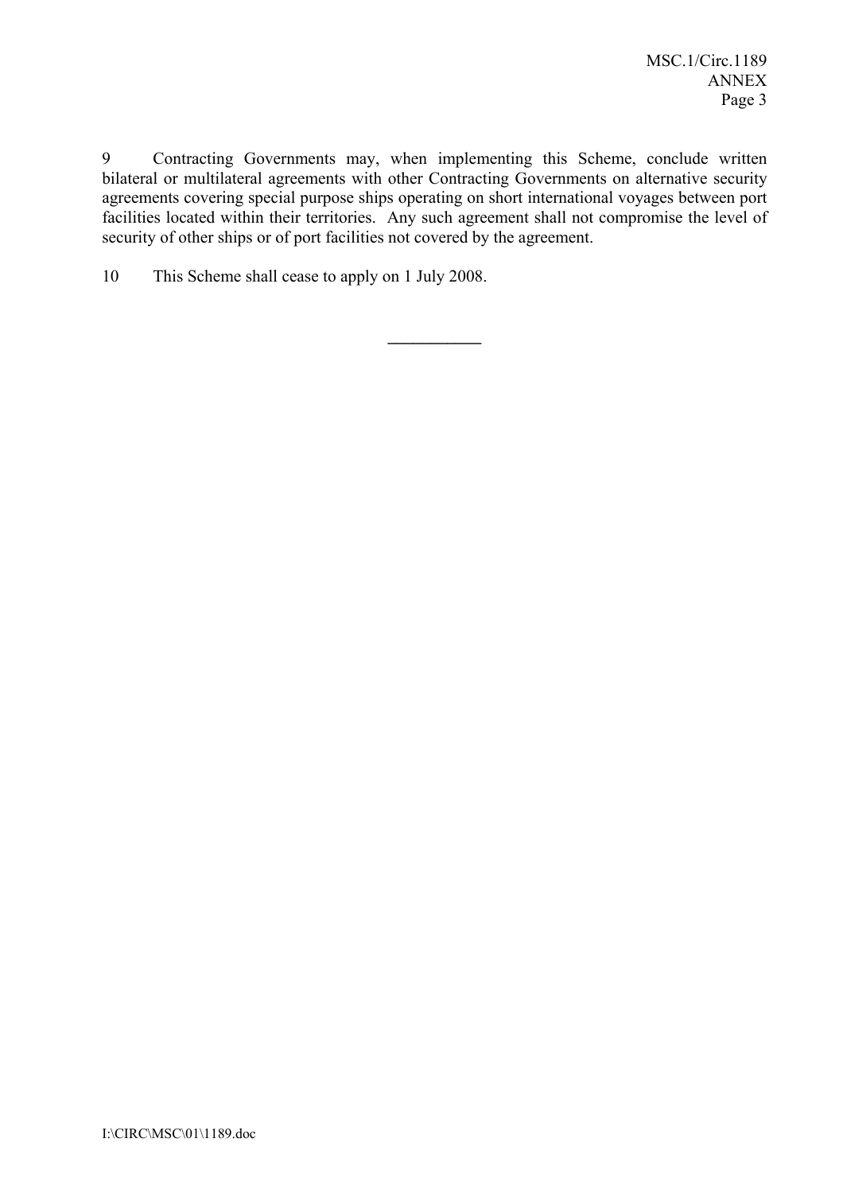9 Contracting Governments may, when implementing this Scheme, conclude written bilateral or multilateral agreements with other Contracting Governments on alternative security agreements covering special purpose ships operating on short international voyages between port facilities located within their territories. Any such agreement shall not compromise the level of security of other ships or of port facilities not covered by the agreement.

10 This Scheme shall cease to apply on 1 July 2008.

___________